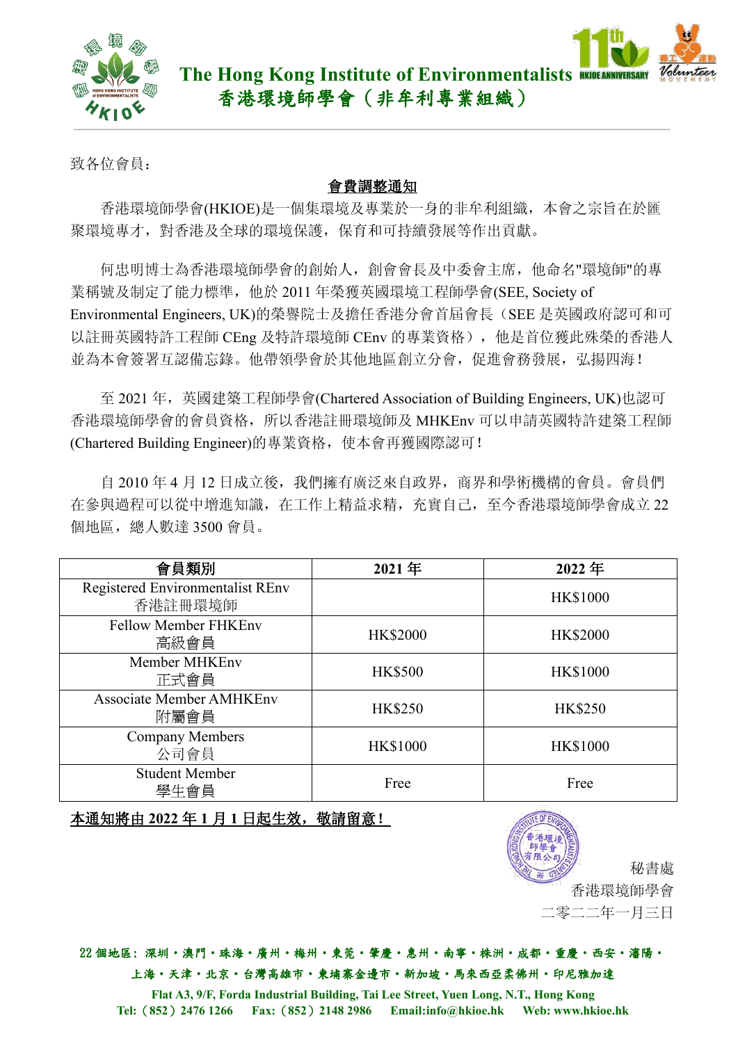# The Hong Kong Institute of Environmentalists
## 香港環境師學會（非牟利專業組織）

致各位會員：

**會費調整通知**

香港環境師學會(HKIOE)是一個集環境及專業於一身的非牟利組織，本會之宗旨在於匯聚環境專才，對香港及全球的環境保護，保育和可持續發展等作出貢獻。

何忠明博士為香港環境師學會的創始人，創會會長及中委會主席，他命名"環境師"的專業稱號及制定了能力標準，他於 2011 年榮獲英國環境工程師學會(SEE, Society of Environmental Engineers, UK)的榮譽院士及擔任香港分會首屆會長（SEE 是英國政府認可和可以註冊英國特許工程師 CEng 及特許環境師 CEnv 的專業資格），他是首位獲此殊榮的香港人並為本會簽署互認備忘錄。他帶領學會於其他地區創立分會，促進會務發展，弘揚四海！

至 2021 年，英國建築工程師學會(Chartered Association of Building Engineers, UK)也認可香港環境師學會的會員資格，所以香港註冊環境師及 MHKEnv 可以申請英國特許建築工程師(Chartered Building Engineer)的專業資格，使本會再獲國際認可！

自 2010 年 4 月 12 日成立後，我們擁有廣泛來自政界，商界和學術機構的會員。會員們在參與過程可以從中增進知識，在工作上精益求精，充實自己，至今香港環境師學會成立 22 個地區，總人數達 3500 會員。

| 會員類別 | 2021 年 | 2022 年 |
|---|---|---|
| Registered Environmentalist REnv 香港註冊環境師 | | HK$1000 |
| Fellow Member FHKEnv 高級會員 | HK$2000 | HK$2000 |
| Member MHKEnv 正式會員 | HK$500 | HK$1000 |
| Associate Member AMHKEnv 附屬會員 | HK$250 | HK$250 |
| Company Members 公司會員 | HK$1000 | HK$1000 |
| Student Member 學生會員 | Free | Free |

**本通知將由 2022 年 1 月 1 日起生效，敬請留意！**

秘書處
香港環境師學會
二零二二年一月三日

22 個地區：深圳・澳門・珠海・廣州・梅州・東莞・肇慶・惠州・南寧・株洲・成都・重慶・西安・瀋陽・上海・天津・北京・台灣高雄市・柬埔寨金邊市・新加坡・馬來西亞柔佛州・印尼雅加達

Flat A3, 9/F, Forda Industrial Building, Tai Lee Street, Yuen Long, N.T., Hong Kong
Tel:（852）2476 1266 Fax:（852）2148 2986 Email:info@hkioe.hk Web: www.hkioe.hk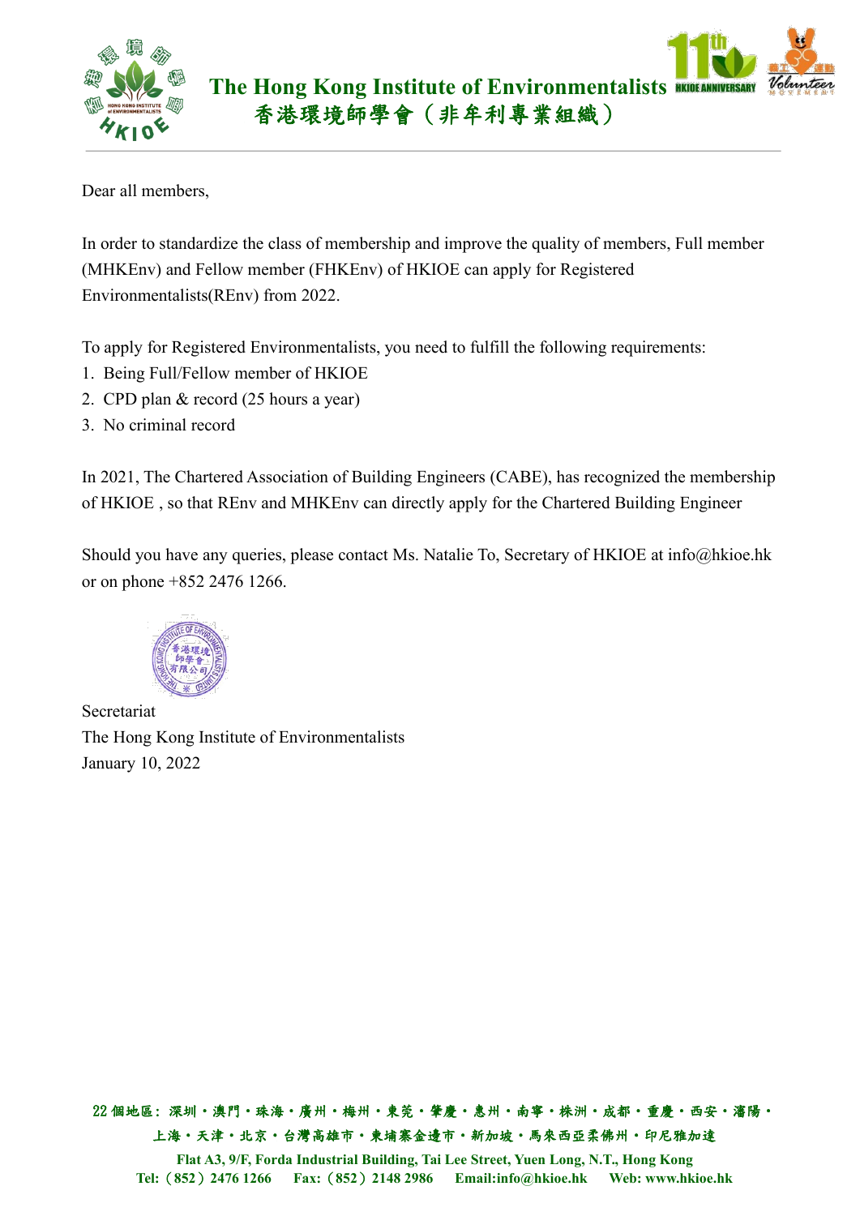# The Hong Kong Institute of Environmentalists
# 香港環境師學會（非牟利專業組織）

Dear all members,

In order to standardize the class of membership and improve the quality of members, Full member (MHKEnv) and Fellow member (FHKEnv) of HKIOE can apply for Registered Environmentalists(REnv) from 2022.

To apply for Registered Environmentalists, you need to fulfill the following requirements:

1. Being Full/Fellow member of HKIOE
2. CPD plan & record (25 hours a year)
3. No criminal record

In 2021, The Chartered Association of Building Engineers (CABE), has recognized the membership of HKIOE , so that REnv and MHKEnv can directly apply for the Chartered Building Engineer

Should you have any queries, please contact Ms. Natalie To, Secretary of HKIOE at info@hkioe.hk or on phone +852 2476 1266.

Secretariat
The Hong Kong Institute of Environmentalists
January 10, 2022

22個地區：深圳・澳門・珠海・廣州・梅州・東莞・肇慶・惠州・南寧・株洲・成都・重慶・西安・瀋陽・上海・天津・北京・台灣高雄市・柬埔寨金邊市・新加坡・馬來西亞柔佛州・印尼雅加達

Flat A3, 9/F, Forda Industrial Building, Tai Lee Street, Yuen Long, N.T., Hong Kong
Tel:（852）2476 1266 Fax:（852）2148 2986 Email:info@hkioe.hk Web: www.hkioe.hk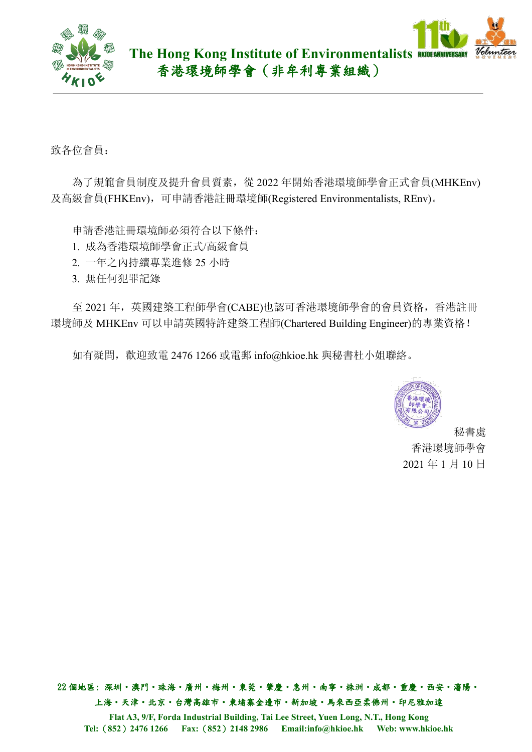# The Hong Kong Institute of Environmentalists
# 香港環境師學會（非牟利專業組織）

致各位會員：

為了規範會員制度及提升會員質素，從 2022 年開始香港環境師學會正式會員(MHKEnv)及高級會員(FHKEnv)，可申請香港註冊環境師(Registered Environmentalists, REnv)。

申請香港註冊環境師必須符合以下條件：

1. 成為香港環境師學會正式/高級會員
2. 一年之內持續專業進修 25 小時
3. 無任何犯罪記錄

至 2021 年，英國建築工程師學會(CABE)也認可香港環境師學會的會員資格，香港註冊環境師及 MHKEnv 可以申請英國特許建築工程師(Chartered Building Engineer)的專業資格！

如有疑問，歡迎致電 2476 1266 或電郵 info@hkioe.hk 與秘書杜小姐聯絡。

秘書處
香港環境師學會
2021 年 1 月 10 日

22 個地區：深圳・澳門・珠海・廣州・梅州・東莞・肇慶・惠州・南寧・株洲・成都・重慶・西安・瀋陽・上海・天津・北京・台灣高雄市・柬埔寨金邊市・新加坡・馬來西亞柔佛州・印尼雅加達

Flat A3, 9/F, Forda Industrial Building, Tai Lee Street, Yuen Long, N.T., Hong Kong
Tel:（852）2476 1266　Fax:（852）2148 2986　Email:info@hkioe.hk　Web: www.hkioe.hk